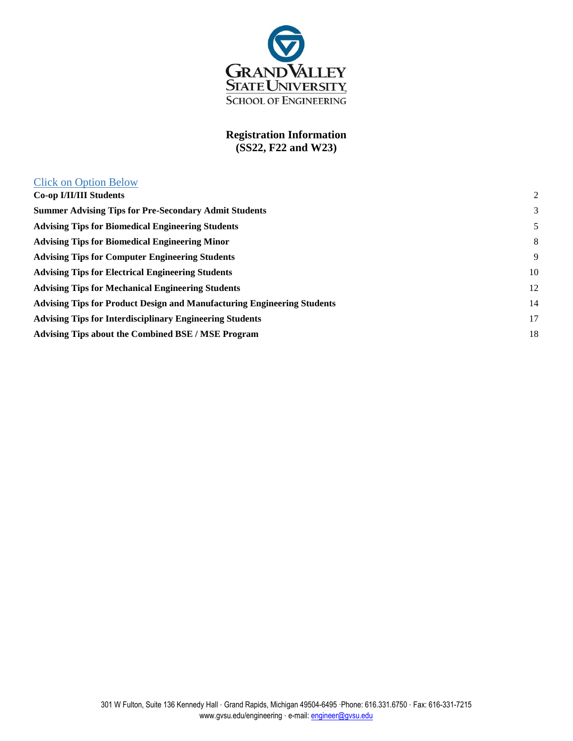Grand Valley State University
School of Engineering

# Registration Information
## (SS22, F22 and W23)

Click on Option Below

| | |
|---|---|
| **Co-op I/II/III Students** | 2 |
| **Summer Advising Tips for Pre-Secondary Admit Students** | 3 |
| **Advising Tips for Biomedical Engineering Students** | 5 |
| **Advising Tips for Biomedical Engineering Minor** | 8 |
| **Advising Tips for Computer Engineering Students** | 9 |
| **Advising Tips for Electrical Engineering Students** | 10 |
| **Advising Tips for Mechanical Engineering Students** | 12 |
| **Advising Tips for Product Design and Manufacturing Engineering Students** | 14 |
| **Advising Tips for Interdisciplinary Engineering Students** | 17 |
| **Advising Tips about the Combined BSE / MSE Program** | 18 |

301 W Fulton, Suite 136 Kennedy Hall · Grand Rapids, Michigan 49504-6495 ·Phone: 616.331.6750 · Fax: 616-331-7215
www.gvsu.edu/engineering · e-mail: engineer@gvsu.edu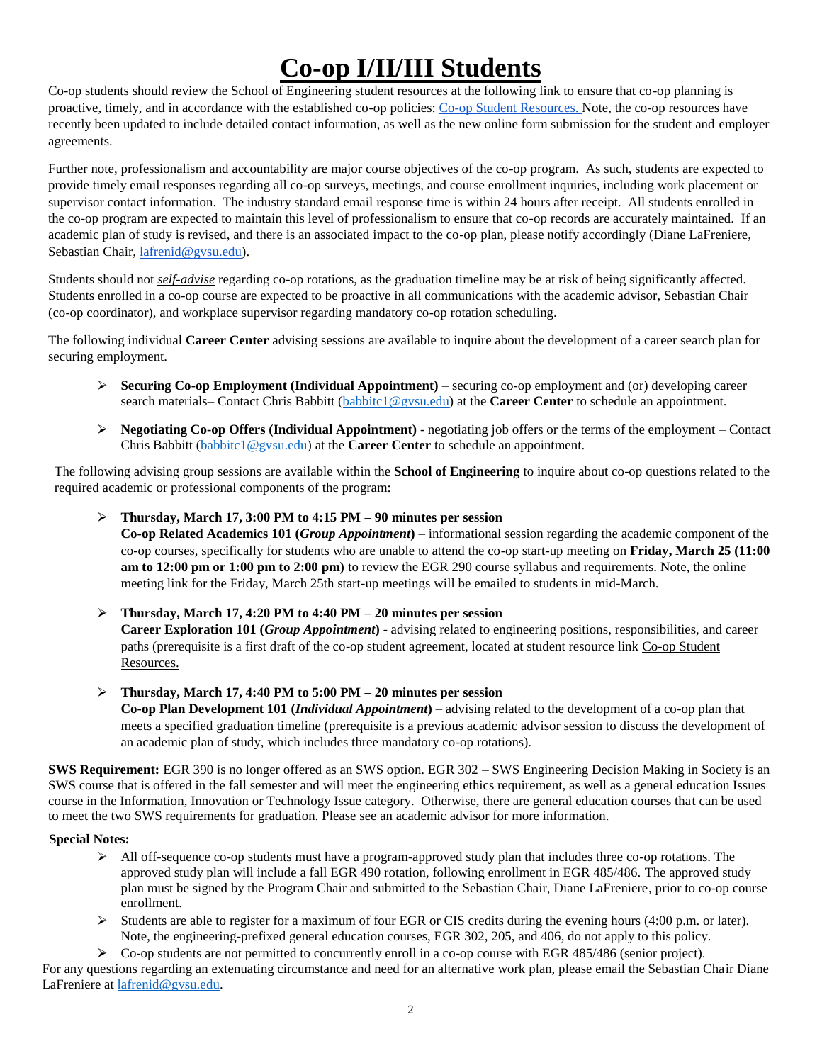# Co-op I/II/III Students

Co-op students should review the School of Engineering student resources at the following link to ensure that co-op planning is proactive, timely, and in accordance with the established co-op policies: [Co-op Student Resources.]() Note, the co-op resources have recently been updated to include detailed contact information, as well as the new online form submission for the student and employer agreements.

Further note, professionalism and accountability are major course objectives of the co-op program. As such, students are expected to provide timely email responses regarding all co-op surveys, meetings, and course enrollment inquiries, including work placement or supervisor contact information. The industry standard email response time is within 24 hours after receipt. All students enrolled in the co-op program are expected to maintain this level of professionalism to ensure that co-op records are accurately maintained. If an academic plan of study is revised, and there is an associated impact to the co-op plan, please notify accordingly (Diane LaFreniere, Sebastian Chair, lafrenid@gvsu.edu).

Students should not ***self-advise*** regarding co-op rotations, as the graduation timeline may be at risk of being significantly affected. Students enrolled in a co-op course are expected to be proactive in all communications with the academic advisor, Sebastian Chair (co-op coordinator), and workplace supervisor regarding mandatory co-op rotation scheduling.

The following individual **Career Center** advising sessions are available to inquire about the development of a career search plan for securing employment.

- **Securing Co-op Employment (Individual Appointment)** – securing co-op employment and (or) developing career search materials– Contact Chris Babbitt (babbitc1@gvsu.edu) at the **Career Center** to schedule an appointment.
- **Negotiating Co-op Offers (Individual Appointment)** - negotiating job offers or the terms of the employment – Contact Chris Babbitt (babbitc1@gvsu.edu) at the **Career Center** to schedule an appointment.

The following advising group sessions are available within the **School of Engineering** to inquire about co-op questions related to the required academic or professional components of the program:

- **Thursday, March 17, 3:00 PM to 4:15 PM – 90 minutes per session**
  **Co-op Related Academics 101 (*Group Appointment*)** – informational session regarding the academic component of the co-op courses, specifically for students who are unable to attend the co-op start-up meeting on **Friday, March 25 (11:00 am to 12:00 pm or 1:00 pm to 2:00 pm)** to review the EGR 290 course syllabus and requirements. Note, the online meeting link for the Friday, March 25th start-up meetings will be emailed to students in mid-March.
- **Thursday, March 17, 4:20 PM to 4:40 PM – 20 minutes per session**
  **Career Exploration 101 (*Group Appointment*)** - advising related to engineering positions, responsibilities, and career paths (prerequisite is a first draft of the co-op student agreement, located at student resource link Co-op Student Resources.
- **Thursday, March 17, 4:40 PM to 5:00 PM – 20 minutes per session**
  **Co-op Plan Development 101 (*Individual Appointment*)** – advising related to the development of a co-op plan that meets a specified graduation timeline (prerequisite is a previous academic advisor session to discuss the development of an academic plan of study, which includes three mandatory co-op rotations).

**SWS Requirement:** EGR 390 is no longer offered as an SWS option. EGR 302 – SWS Engineering Decision Making in Society is an SWS course that is offered in the fall semester and will meet the engineering ethics requirement, as well as a general education Issues course in the Information, Innovation or Technology Issue category. Otherwise, there are general education courses that can be used to meet the two SWS requirements for graduation. Please see an academic advisor for more information.

**Special Notes:**

- All off-sequence co-op students must have a program-approved study plan that includes three co-op rotations. The approved study plan will include a fall EGR 490 rotation, following enrollment in EGR 485/486. The approved study plan must be signed by the Program Chair and submitted to the Sebastian Chair, Diane LaFreniere, prior to co-op course enrollment.
- Students are able to register for a maximum of four EGR or CIS credits during the evening hours (4:00 p.m. or later). Note, the engineering-prefixed general education courses, EGR 302, 205, and 406, do not apply to this policy.
- Co-op students are not permitted to concurrently enroll in a co-op course with EGR 485/486 (senior project).

For any questions regarding an extenuating circumstance and need for an alternative work plan, please email the Sebastian Chair Diane LaFreniere at lafrenid@gvsu.edu.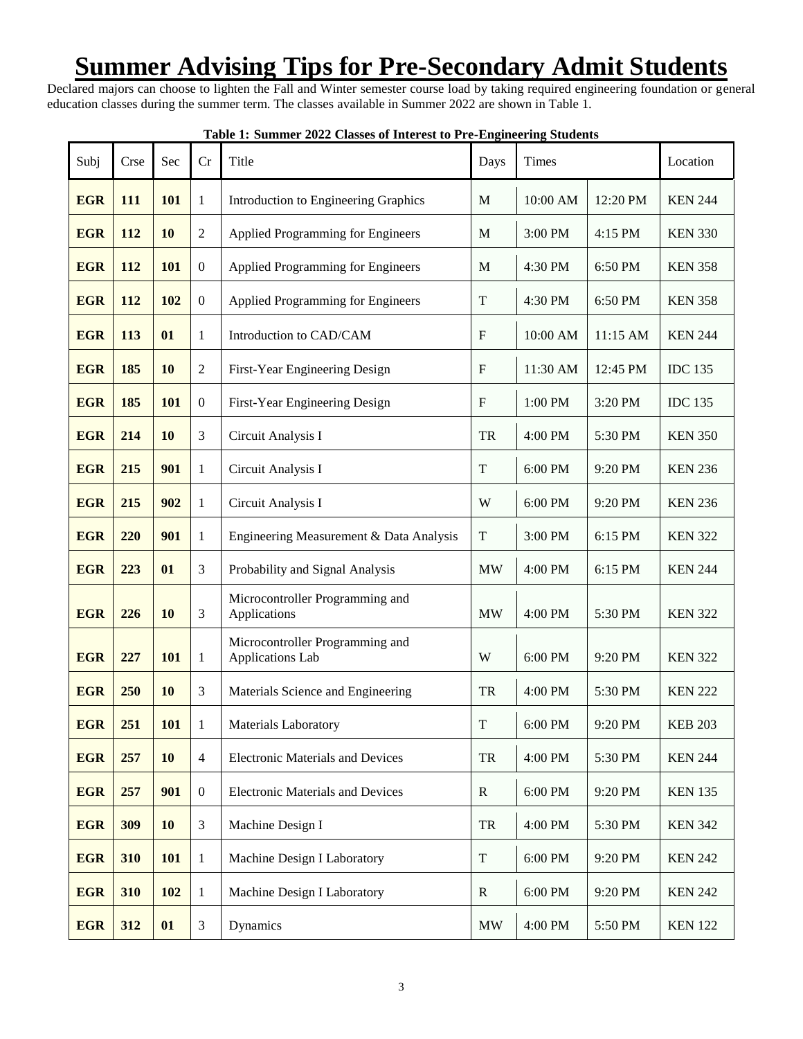# Summer Advising Tips for Pre-Secondary Admit Students

Declared majors can choose to lighten the Fall and Winter semester course load by taking required engineering foundation or general education classes during the summer term. The classes available in Summer 2022 are shown in Table 1.

**Table 1: Summer 2022 Classes of Interest to Pre-Engineering Students**

| Subj | Crse | Sec | Cr | Title | Days | Times | | Location |
|---|---|---|---|---|---|---|---|---|
| **EGR** | **111** | **101** | 1 | Introduction to Engineering Graphics | M | 10:00 AM | 12:20 PM | KEN 244 |
| **EGR** | **112** | **10** | 2 | Applied Programming for Engineers | M | 3:00 PM | 4:15 PM | KEN 330 |
| **EGR** | **112** | **101** | 0 | Applied Programming for Engineers | M | 4:30 PM | 6:50 PM | KEN 358 |
| **EGR** | **112** | **102** | 0 | Applied Programming for Engineers | T | 4:30 PM | 6:50 PM | KEN 358 |
| **EGR** | **113** | **01** | 1 | Introduction to CAD/CAM | F | 10:00 AM | 11:15 AM | KEN 244 |
| **EGR** | **185** | **10** | 2 | First-Year Engineering Design | F | 11:30 AM | 12:45 PM | IDC 135 |
| **EGR** | **185** | **101** | 0 | First-Year Engineering Design | F | 1:00 PM | 3:20 PM | IDC 135 |
| **EGR** | **214** | **10** | 3 | Circuit Analysis I | TR | 4:00 PM | 5:30 PM | KEN 350 |
| **EGR** | **215** | **901** | 1 | Circuit Analysis I | T | 6:00 PM | 9:20 PM | KEN 236 |
| **EGR** | **215** | **902** | 1 | Circuit Analysis I | W | 6:00 PM | 9:20 PM | KEN 236 |
| **EGR** | **220** | **901** | 1 | Engineering Measurement & Data Analysis | T | 3:00 PM | 6:15 PM | KEN 322 |
| **EGR** | **223** | **01** | 3 | Probability and Signal Analysis | MW | 4:00 PM | 6:15 PM | KEN 244 |
| **EGR** | **226** | **10** | 3 | Microcontroller Programming and Applications | MW | 4:00 PM | 5:30 PM | KEN 322 |
| **EGR** | **227** | **101** | 1 | Microcontroller Programming and Applications Lab | W | 6:00 PM | 9:20 PM | KEN 322 |
| **EGR** | **250** | **10** | 3 | Materials Science and Engineering | TR | 4:00 PM | 5:30 PM | KEN 222 |
| **EGR** | **251** | **101** | 1 | Materials Laboratory | T | 6:00 PM | 9:20 PM | KEB 203 |
| **EGR** | **257** | **10** | 4 | Electronic Materials and Devices | TR | 4:00 PM | 5:30 PM | KEN 244 |
| **EGR** | **257** | **901** | 0 | Electronic Materials and Devices | R | 6:00 PM | 9:20 PM | KEN 135 |
| **EGR** | **309** | **10** | 3 | Machine Design I | TR | 4:00 PM | 5:30 PM | KEN 342 |
| **EGR** | **310** | **101** | 1 | Machine Design I Laboratory | T | 6:00 PM | 9:20 PM | KEN 242 |
| **EGR** | **310** | **102** | 1 | Machine Design I Laboratory | R | 6:00 PM | 9:20 PM | KEN 242 |
| **EGR** | **312** | **01** | 3 | Dynamics | MW | 4:00 PM | 5:50 PM | KEN 122 |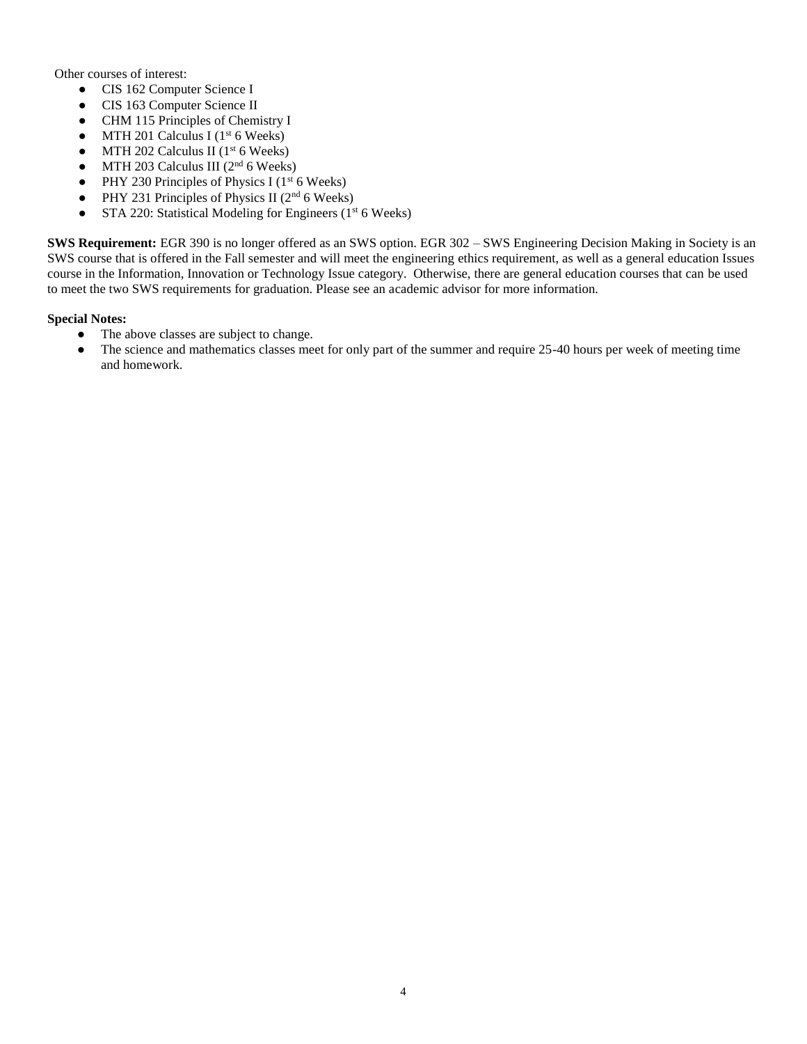Other courses of interest:

- CIS 162 Computer Science I
- CIS 163 Computer Science II
- CHM 115 Principles of Chemistry I
- MTH 201 Calculus I (1st 6 Weeks)
- MTH 202 Calculus II (1st 6 Weeks)
- MTH 203 Calculus III (2nd 6 Weeks)
- PHY 230 Principles of Physics I (1st 6 Weeks)
- PHY 231 Principles of Physics II (2nd 6 Weeks)
- STA 220: Statistical Modeling for Engineers (1st 6 Weeks)

**SWS Requirement:** EGR 390 is no longer offered as an SWS option. EGR 302 – SWS Engineering Decision Making in Society is an SWS course that is offered in the Fall semester and will meet the engineering ethics requirement, as well as a general education Issues course in the Information, Innovation or Technology Issue category. Otherwise, there are general education courses that can be used to meet the two SWS requirements for graduation. Please see an academic advisor for more information.

**Special Notes:**

- The above classes are subject to change.
- The science and mathematics classes meet for only part of the summer and require 25-40 hours per week of meeting time and homework.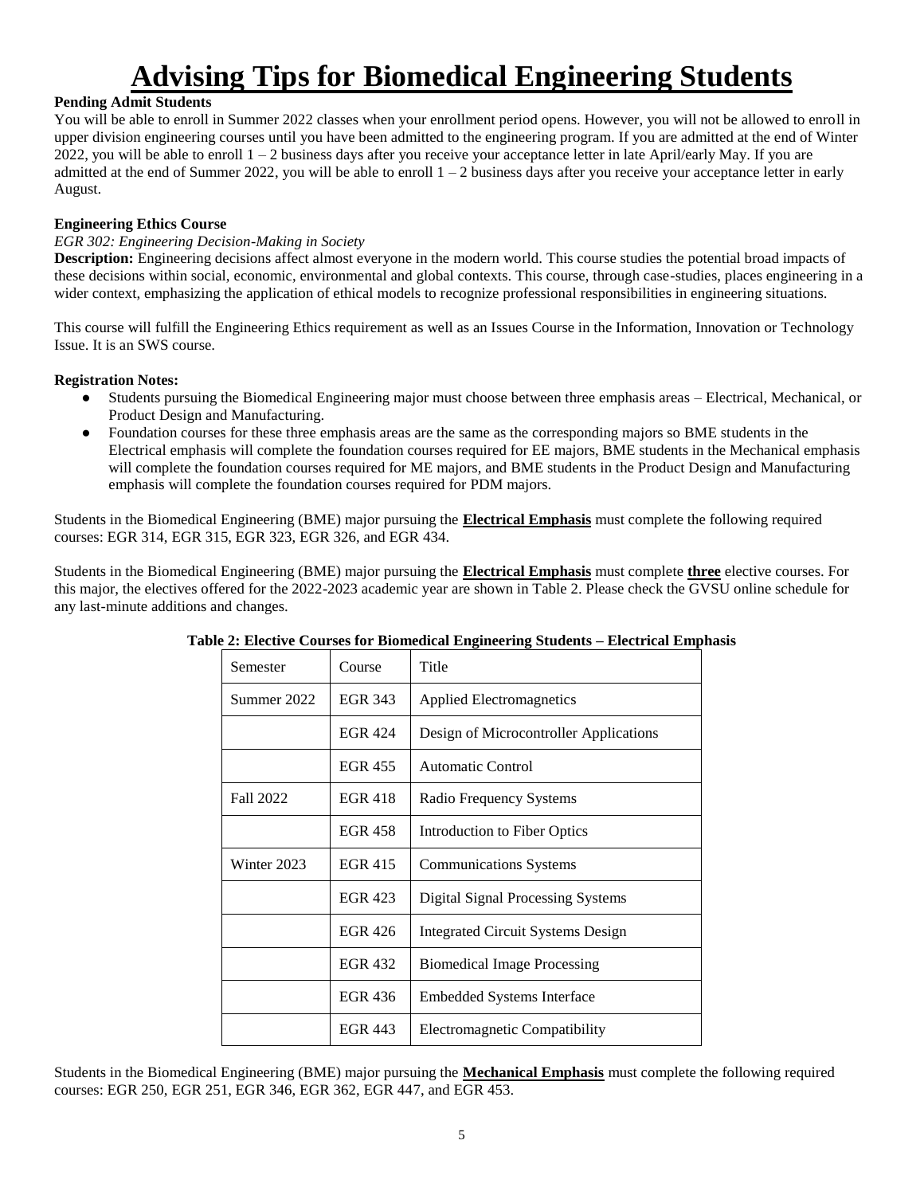# Advising Tips for Biomedical Engineering Students

**Pending Admit Students**

You will be able to enroll in Summer 2022 classes when your enrollment period opens. However, you will not be allowed to enroll in upper division engineering courses until you have been admitted to the engineering program. If you are admitted at the end of Winter 2022, you will be able to enroll 1 – 2 business days after you receive your acceptance letter in late April/early May. If you are admitted at the end of Summer 2022, you will be able to enroll 1 – 2 business days after you receive your acceptance letter in early August.

**Engineering Ethics Course**

*EGR 302: Engineering Decision-Making in Society*

**Description:** Engineering decisions affect almost everyone in the modern world. This course studies the potential broad impacts of these decisions within social, economic, environmental and global contexts. This course, through case-studies, places engineering in a wider context, emphasizing the application of ethical models to recognize professional responsibilities in engineering situations.

This course will fulfill the Engineering Ethics requirement as well as an Issues Course in the Information, Innovation or Technology Issue. It is an SWS course.

**Registration Notes:**

- Students pursuing the Biomedical Engineering major must choose between three emphasis areas – Electrical, Mechanical, or Product Design and Manufacturing.
- Foundation courses for these three emphasis areas are the same as the corresponding majors so BME students in the Electrical emphasis will complete the foundation courses required for EE majors, BME students in the Mechanical emphasis will complete the foundation courses required for ME majors, and BME students in the Product Design and Manufacturing emphasis will complete the foundation courses required for PDM majors.

Students in the Biomedical Engineering (BME) major pursuing the **Electrical Emphasis** must complete the following required courses: EGR 314, EGR 315, EGR 323, EGR 326, and EGR 434.

Students in the Biomedical Engineering (BME) major pursuing the **Electrical Emphasis** must complete **three** elective courses. For this major, the electives offered for the 2022-2023 academic year are shown in Table 2. Please check the GVSU online schedule for any last-minute additions and changes.

**Table 2: Elective Courses for Biomedical Engineering Students – Electrical Emphasis**

| Semester | Course | Title |
|---|---|---|
| Summer 2022 | EGR 343 | Applied Electromagnetics |
| | EGR 424 | Design of Microcontroller Applications |
| | EGR 455 | Automatic Control |
| Fall 2022 | EGR 418 | Radio Frequency Systems |
| | EGR 458 | Introduction to Fiber Optics |
| Winter 2023 | EGR 415 | Communications Systems |
| | EGR 423 | Digital Signal Processing Systems |
| | EGR 426 | Integrated Circuit Systems Design |
| | EGR 432 | Biomedical Image Processing |
| | EGR 436 | Embedded Systems Interface |
| | EGR 443 | Electromagnetic Compatibility |

Students in the Biomedical Engineering (BME) major pursuing the **Mechanical Emphasis** must complete the following required courses: EGR 250, EGR 251, EGR 346, EGR 362, EGR 447, and EGR 453.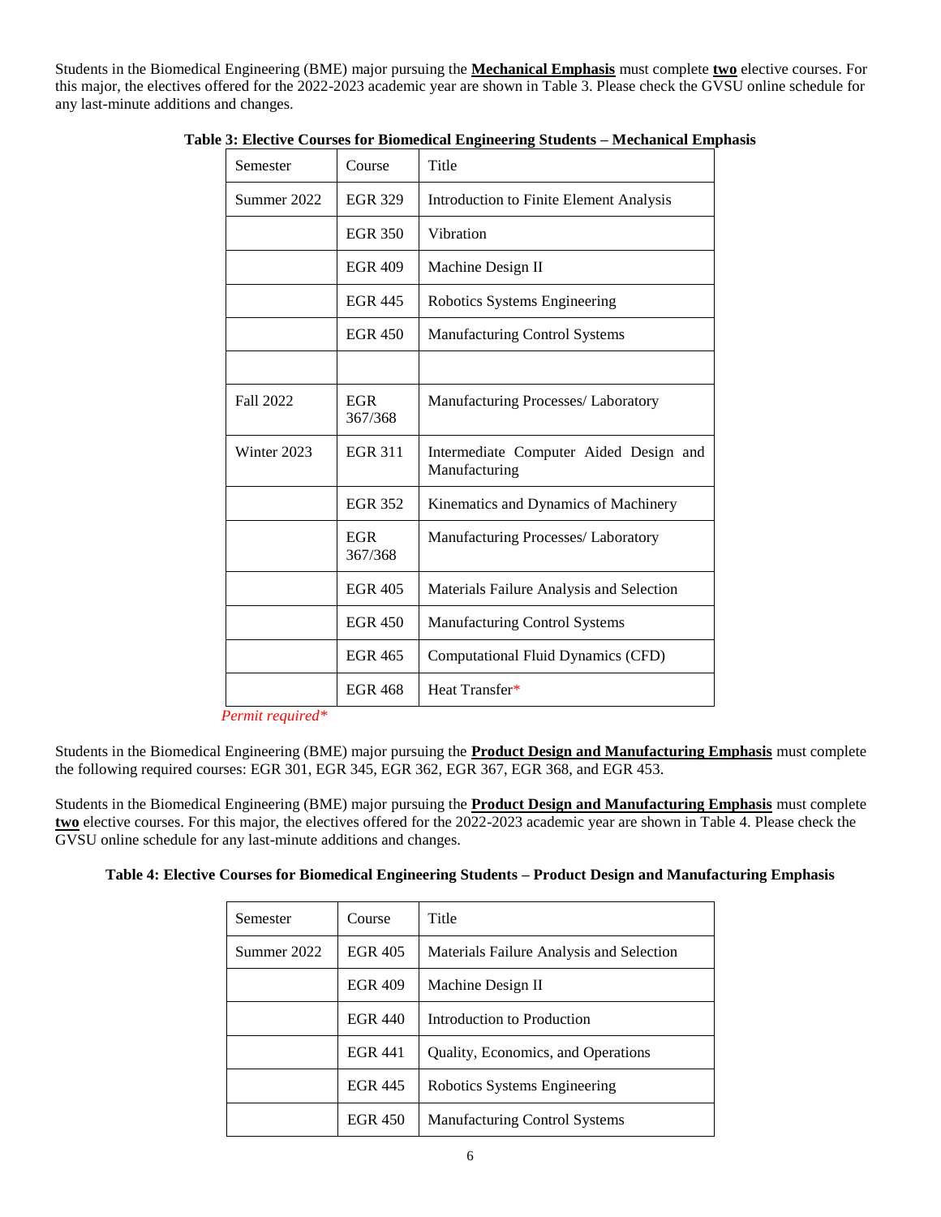Students in the Biomedical Engineering (BME) major pursuing the **Mechanical Emphasis** must complete **two** elective courses. For this major, the electives offered for the 2022-2023 academic year are shown in Table 3. Please check the GVSU online schedule for any last-minute additions and changes.

**Table 3: Elective Courses for Biomedical Engineering Students – Mechanical Emphasis**

| Semester | Course | Title |
|---|---|---|
| Summer 2022 | EGR 329 | Introduction to Finite Element Analysis |
| | EGR 350 | Vibration |
| | EGR 409 | Machine Design II |
| | EGR 445 | Robotics Systems Engineering |
| | EGR 450 | Manufacturing Control Systems |
| | | |
| Fall 2022 | EGR 367/368 | Manufacturing Processes/ Laboratory |
| Winter 2023 | EGR 311 | Intermediate Computer Aided Design and Manufacturing |
| | EGR 352 | Kinematics and Dynamics of Machinery |
| | EGR 367/368 | Manufacturing Processes/ Laboratory |
| | EGR 405 | Materials Failure Analysis and Selection |
| | EGR 450 | Manufacturing Control Systems |
| | EGR 465 | Computational Fluid Dynamics (CFD) |
| | EGR 468 | Heat Transfer* |

*Permit required**

Students in the Biomedical Engineering (BME) major pursuing the **Product Design and Manufacturing Emphasis** must complete the following required courses: EGR 301, EGR 345, EGR 362, EGR 367, EGR 368, and EGR 453.

Students in the Biomedical Engineering (BME) major pursuing the **Product Design and Manufacturing Emphasis** must complete **two** elective courses. For this major, the electives offered for the 2022-2023 academic year are shown in Table 4. Please check the GVSU online schedule for any last-minute additions and changes.

**Table 4: Elective Courses for Biomedical Engineering Students – Product Design and Manufacturing Emphasis**

| Semester | Course | Title |
|---|---|---|
| Summer 2022 | EGR 405 | Materials Failure Analysis and Selection |
| | EGR 409 | Machine Design II |
| | EGR 440 | Introduction to Production |
| | EGR 441 | Quality, Economics, and Operations |
| | EGR 445 | Robotics Systems Engineering |
| | EGR 450 | Manufacturing Control Systems |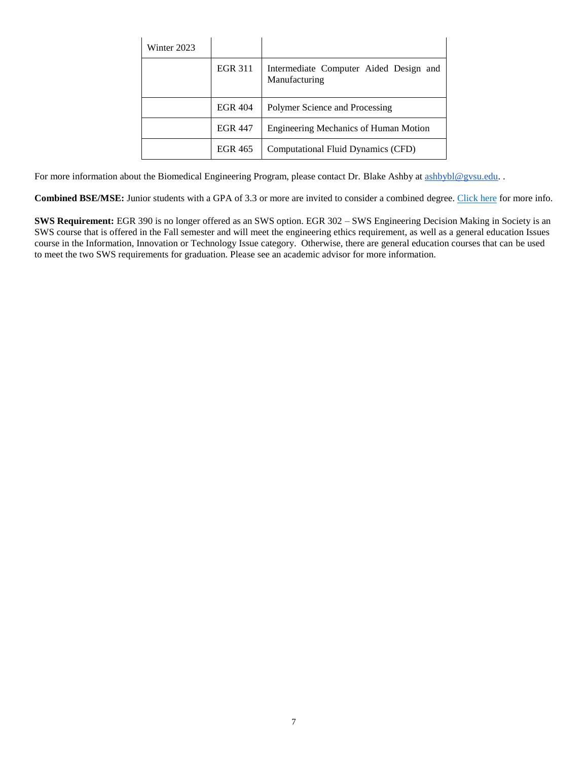| Winter 2023 | | |
|---|---|---|
| | EGR 311 | Intermediate Computer Aided Design and Manufacturing |
| | EGR 404 | Polymer Science and Processing |
| | EGR 447 | Engineering Mechanics of Human Motion |
| | EGR 465 | Computational Fluid Dynamics (CFD) |

For more information about the Biomedical Engineering Program, please contact Dr. Blake Ashby at ashbybl@gvsu.edu. .

**Combined BSE/MSE:** Junior students with a GPA of 3.3 or more are invited to consider a combined degree. Click here for more info.

**SWS Requirement:** EGR 390 is no longer offered as an SWS option. EGR 302 – SWS Engineering Decision Making in Society is an SWS course that is offered in the Fall semester and will meet the engineering ethics requirement, as well as a general education Issues course in the Information, Innovation or Technology Issue category. Otherwise, there are general education courses that can be used to meet the two SWS requirements for graduation. Please see an academic advisor for more information.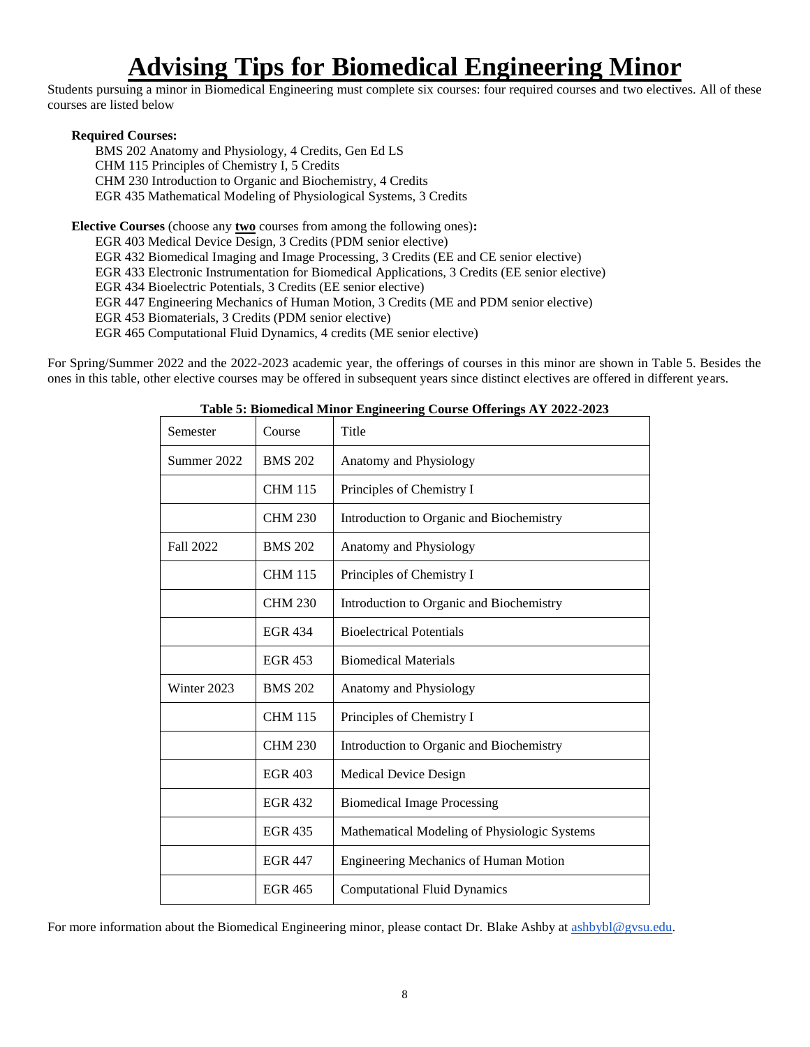# Advising Tips for Biomedical Engineering Minor

Students pursuing a minor in Biomedical Engineering must complete six courses: four required courses and two electives. All of these courses are listed below

**Required Courses:**

BMS 202 Anatomy and Physiology, 4 Credits, Gen Ed LS
CHM 115 Principles of Chemistry I, 5 Credits
CHM 230 Introduction to Organic and Biochemistry, 4 Credits
EGR 435 Mathematical Modeling of Physiological Systems, 3 Credits

**Elective Courses** (choose any **two** courses from among the following ones)**:**

EGR 403 Medical Device Design, 3 Credits (PDM senior elective)
EGR 432 Biomedical Imaging and Image Processing, 3 Credits (EE and CE senior elective)
EGR 433 Electronic Instrumentation for Biomedical Applications, 3 Credits (EE senior elective)
EGR 434 Bioelectric Potentials, 3 Credits (EE senior elective)
EGR 447 Engineering Mechanics of Human Motion, 3 Credits (ME and PDM senior elective)
EGR 453 Biomaterials, 3 Credits (PDM senior elective)
EGR 465 Computational Fluid Dynamics, 4 credits (ME senior elective)

For Spring/Summer 2022 and the 2022-2023 academic year, the offerings of courses in this minor are shown in Table 5. Besides the ones in this table, other elective courses may be offered in subsequent years since distinct electives are offered in different years.

**Table 5: Biomedical Minor Engineering Course Offerings AY 2022-2023**

| Semester | Course | Title |
|---|---|---|
| Summer 2022 | BMS 202 | Anatomy and Physiology |
| | CHM 115 | Principles of Chemistry I |
| | CHM 230 | Introduction to Organic and Biochemistry |
| Fall 2022 | BMS 202 | Anatomy and Physiology |
| | CHM 115 | Principles of Chemistry I |
| | CHM 230 | Introduction to Organic and Biochemistry |
| | EGR 434 | Bioelectrical Potentials |
| | EGR 453 | Biomedical Materials |
| Winter 2023 | BMS 202 | Anatomy and Physiology |
| | CHM 115 | Principles of Chemistry I |
| | CHM 230 | Introduction to Organic and Biochemistry |
| | EGR 403 | Medical Device Design |
| | EGR 432 | Biomedical Image Processing |
| | EGR 435 | Mathematical Modeling of Physiologic Systems |
| | EGR 447 | Engineering Mechanics of Human Motion |
| | EGR 465 | Computational Fluid Dynamics |

For more information about the Biomedical Engineering minor, please contact Dr. Blake Ashby at ashbybl@gvsu.edu.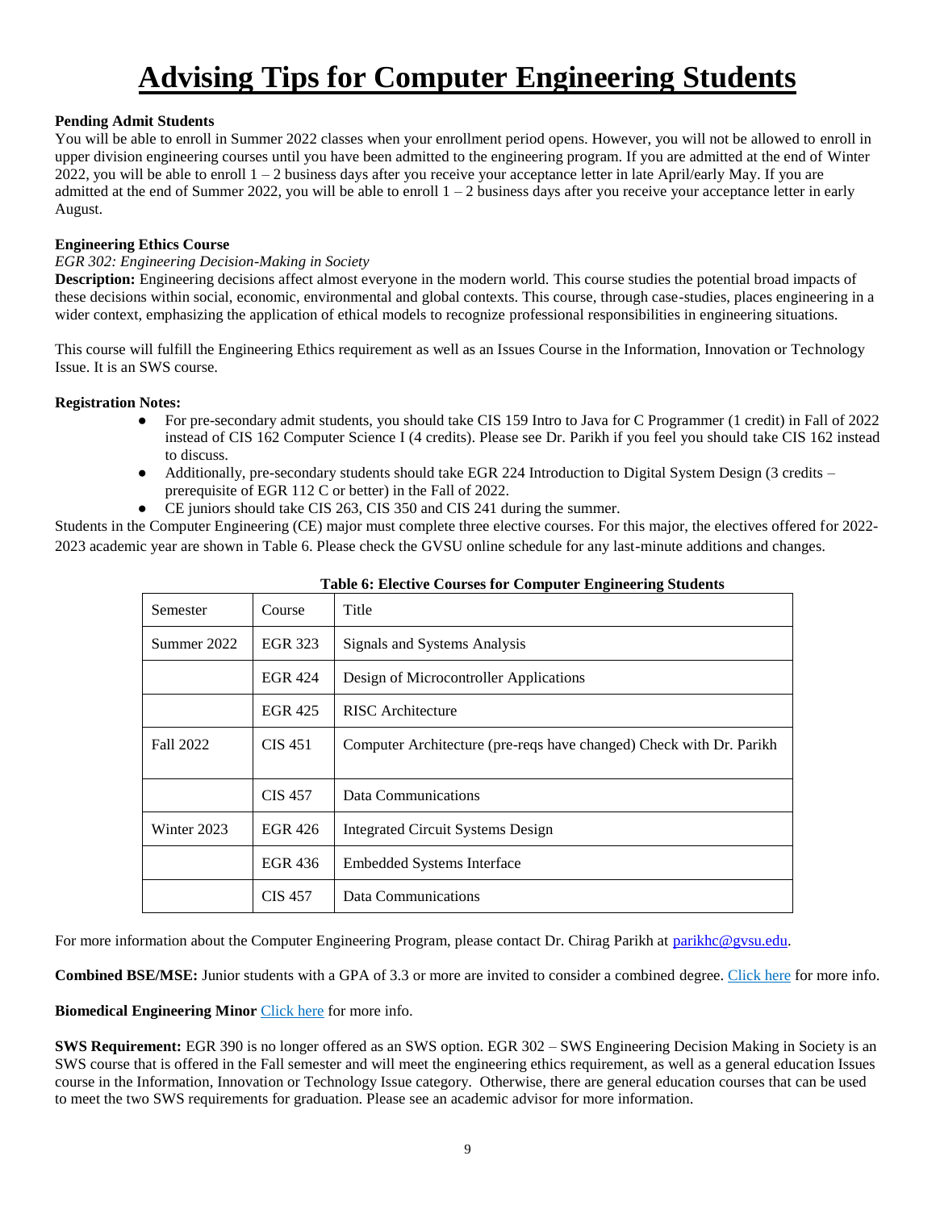# Advising Tips for Computer Engineering Students

**Pending Admit Students**

You will be able to enroll in Summer 2022 classes when your enrollment period opens. However, you will not be allowed to enroll in upper division engineering courses until you have been admitted to the engineering program. If you are admitted at the end of Winter 2022, you will be able to enroll 1 – 2 business days after you receive your acceptance letter in late April/early May. If you are admitted at the end of Summer 2022, you will be able to enroll 1 – 2 business days after you receive your acceptance letter in early August.

**Engineering Ethics Course**

*EGR 302: Engineering Decision-Making in Society*

**Description:** Engineering decisions affect almost everyone in the modern world. This course studies the potential broad impacts of these decisions within social, economic, environmental and global contexts. This course, through case-studies, places engineering in a wider context, emphasizing the application of ethical models to recognize professional responsibilities in engineering situations.

This course will fulfill the Engineering Ethics requirement as well as an Issues Course in the Information, Innovation or Technology Issue. It is an SWS course.

**Registration Notes:**

- For pre-secondary admit students, you should take CIS 159 Intro to Java for C Programmer (1 credit) in Fall of 2022 instead of CIS 162 Computer Science I (4 credits). Please see Dr. Parikh if you feel you should take CIS 162 instead to discuss.
- Additionally, pre-secondary students should take EGR 224 Introduction to Digital System Design (3 credits – prerequisite of EGR 112 C or better) in the Fall of 2022.
- CE juniors should take CIS 263, CIS 350 and CIS 241 during the summer.

Students in the Computer Engineering (CE) major must complete three elective courses. For this major, the electives offered for 2022-2023 academic year are shown in Table 6. Please check the GVSU online schedule for any last-minute additions and changes.

**Table 6: Elective Courses for Computer Engineering Students**

| Semester | Course | Title |
|---|---|---|
| Summer 2022 | EGR 323 | Signals and Systems Analysis |
| | EGR 424 | Design of Microcontroller Applications |
| | EGR 425 | RISC Architecture |
| Fall 2022 | CIS 451 | Computer Architecture (pre-reqs have changed) Check with Dr. Parikh |
| | CIS 457 | Data Communications |
| Winter 2023 | EGR 426 | Integrated Circuit Systems Design |
| | EGR 436 | Embedded Systems Interface |
| | CIS 457 | Data Communications |

For more information about the Computer Engineering Program, please contact Dr. Chirag Parikh at parikhc@gvsu.edu.

**Combined BSE/MSE:** Junior students with a GPA of 3.3 or more are invited to consider a combined degree. Click here for more info.

**Biomedical Engineering Minor** Click here for more info.

**SWS Requirement:** EGR 390 is no longer offered as an SWS option. EGR 302 – SWS Engineering Decision Making in Society is an SWS course that is offered in the Fall semester and will meet the engineering ethics requirement, as well as a general education Issues course in the Information, Innovation or Technology Issue category. Otherwise, there are general education courses that can be used to meet the two SWS requirements for graduation. Please see an academic advisor for more information.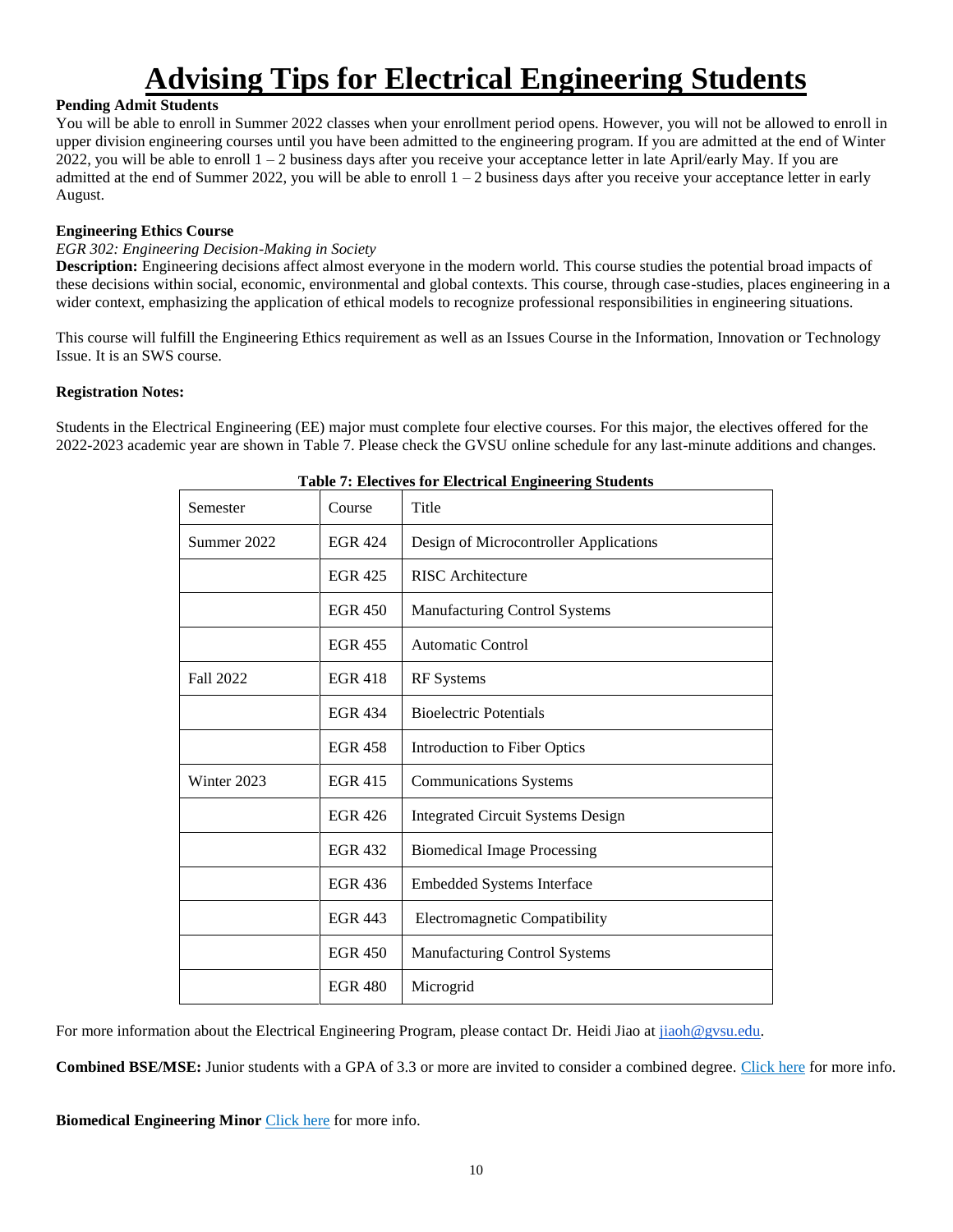# Advising Tips for Electrical Engineering Students

**Pending Admit Students**

You will be able to enroll in Summer 2022 classes when your enrollment period opens. However, you will not be allowed to enroll in upper division engineering courses until you have been admitted to the engineering program. If you are admitted at the end of Winter 2022, you will be able to enroll 1 – 2 business days after you receive your acceptance letter in late April/early May. If you are admitted at the end of Summer 2022, you will be able to enroll 1 – 2 business days after you receive your acceptance letter in early August.

**Engineering Ethics Course**

*EGR 302: Engineering Decision-Making in Society*

**Description:** Engineering decisions affect almost everyone in the modern world. This course studies the potential broad impacts of these decisions within social, economic, environmental and global contexts. This course, through case-studies, places engineering in a wider context, emphasizing the application of ethical models to recognize professional responsibilities in engineering situations.

This course will fulfill the Engineering Ethics requirement as well as an Issues Course in the Information, Innovation or Technology Issue. It is an SWS course.

**Registration Notes:**

Students in the Electrical Engineering (EE) major must complete four elective courses. For this major, the electives offered for the 2022-2023 academic year are shown in Table 7. Please check the GVSU online schedule for any last-minute additions and changes.

**Table 7: Electives for Electrical Engineering Students**

| Semester | Course | Title |
|---|---|---|
| Summer 2022 | EGR 424 | Design of Microcontroller Applications |
| | EGR 425 | RISC Architecture |
| | EGR 450 | Manufacturing Control Systems |
| | EGR 455 | Automatic Control |
| Fall 2022 | EGR 418 | RF Systems |
| | EGR 434 | Bioelectric Potentials |
| | EGR 458 | Introduction to Fiber Optics |
| Winter 2023 | EGR 415 | Communications Systems |
| | EGR 426 | Integrated Circuit Systems Design |
| | EGR 432 | Biomedical Image Processing |
| | EGR 436 | Embedded Systems Interface |
| | EGR 443 | Electromagnetic Compatibility |
| | EGR 450 | Manufacturing Control Systems |
| | EGR 480 | Microgrid |

For more information about the Electrical Engineering Program, please contact Dr. Heidi Jiao at jiaoh@gvsu.edu.

**Combined BSE/MSE:** Junior students with a GPA of 3.3 or more are invited to consider a combined degree. Click here for more info.

**Biomedical Engineering Minor** Click here for more info.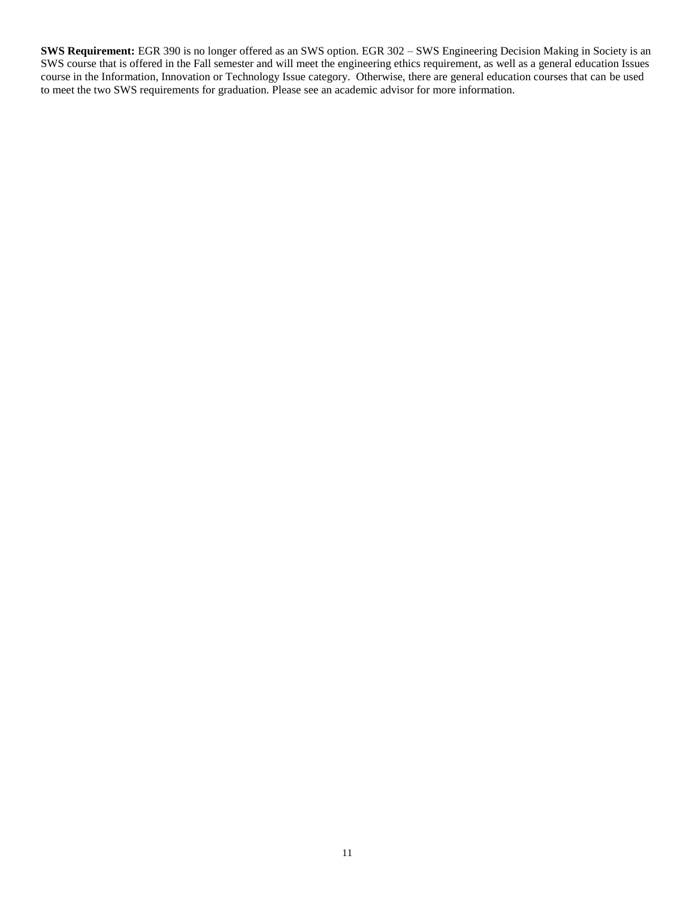**SWS Requirement:** EGR 390 is no longer offered as an SWS option. EGR 302 – SWS Engineering Decision Making in Society is an SWS course that is offered in the Fall semester and will meet the engineering ethics requirement, as well as a general education Issues course in the Information, Innovation or Technology Issue category. Otherwise, there are general education courses that can be used to meet the two SWS requirements for graduation. Please see an academic advisor for more information.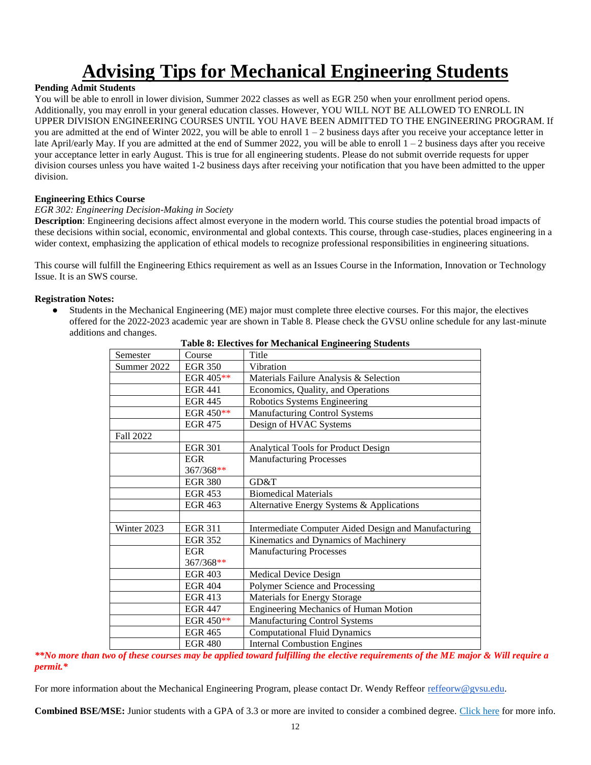# Advising Tips for Mechanical Engineering Students

**Pending Admit Students**

You will be able to enroll in lower division, Summer 2022 classes as well as EGR 250 when your enrollment period opens. Additionally, you may enroll in your general education classes. However, YOU WILL NOT BE ALLOWED TO ENROLL IN UPPER DIVISION ENGINEERING COURSES UNTIL YOU HAVE BEEN ADMITTED TO THE ENGINEERING PROGRAM. If you are admitted at the end of Winter 2022, you will be able to enroll 1 – 2 business days after you receive your acceptance letter in late April/early May. If you are admitted at the end of Summer 2022, you will be able to enroll 1 – 2 business days after you receive your acceptance letter in early August. This is true for all engineering students. Please do not submit override requests for upper division courses unless you have waited 1-2 business days after receiving your notification that you have been admitted to the upper division.

**Engineering Ethics Course**

*EGR 302: Engineering Decision-Making in Society*

**Description**: Engineering decisions affect almost everyone in the modern world. This course studies the potential broad impacts of these decisions within social, economic, environmental and global contexts. This course, through case-studies, places engineering in a wider context, emphasizing the application of ethical models to recognize professional responsibilities in engineering situations.

This course will fulfill the Engineering Ethics requirement as well as an Issues Course in the Information, Innovation or Technology Issue. It is an SWS course.

**Registration Notes:**

- Students in the Mechanical Engineering (ME) major must complete three elective courses. For this major, the electives offered for the 2022-2023 academic year are shown in Table 8. Please check the GVSU online schedule for any last-minute additions and changes.

**Table 8: Electives for Mechanical Engineering Students**

| Semester | Course | Title |
|---|---|---|
| Summer 2022 | EGR 350 | Vibration |
| | EGR 405** | Materials Failure Analysis & Selection |
| | EGR 441 | Economics, Quality, and Operations |
| | EGR 445 | Robotics Systems Engineering |
| | EGR 450** | Manufacturing Control Systems |
| | EGR 475 | Design of HVAC Systems |
| Fall 2022 | | |
| | EGR 301 | Analytical Tools for Product Design |
| | EGR 367/368** | Manufacturing Processes |
| | EGR 380 | GD&T |
| | EGR 453 | Biomedical Materials |
| | EGR 463 | Alternative Energy Systems & Applications |
| | | |
| Winter 2023 | EGR 311 | Intermediate Computer Aided Design and Manufacturing |
| | EGR 352 | Kinematics and Dynamics of Machinery |
| | EGR 367/368** | Manufacturing Processes |
| | EGR 403 | Medical Device Design |
| | EGR 404 | Polymer Science and Processing |
| | EGR 413 | Materials for Energy Storage |
| | EGR 447 | Engineering Mechanics of Human Motion |
| | EGR 450** | Manufacturing Control Systems |
| | EGR 465 | Computational Fluid Dynamics |
| | EGR 480 | Internal Combustion Engines |

***\*\*No more than two of these courses may be applied toward fulfilling the elective requirements of the ME major & Will require a permit.\****

For more information about the Mechanical Engineering Program, please contact Dr. Wendy Reffeor reffeorw@gvsu.edu.

**Combined BSE/MSE:** Junior students with a GPA of 3.3 or more are invited to consider a combined degree. Click here for more info.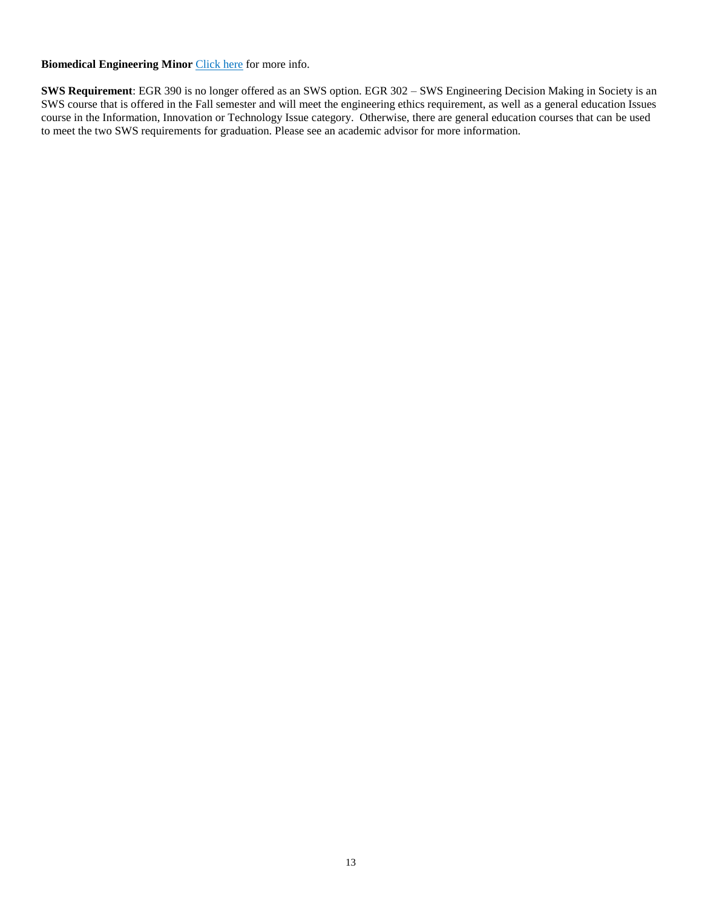**Biomedical Engineering Minor** [Click here] for more info.

**SWS Requirement**: EGR 390 is no longer offered as an SWS option. EGR 302 – SWS Engineering Decision Making in Society is an SWS course that is offered in the Fall semester and will meet the engineering ethics requirement, as well as a general education Issues course in the Information, Innovation or Technology Issue category. Otherwise, there are general education courses that can be used to meet the two SWS requirements for graduation. Please see an academic advisor for more information.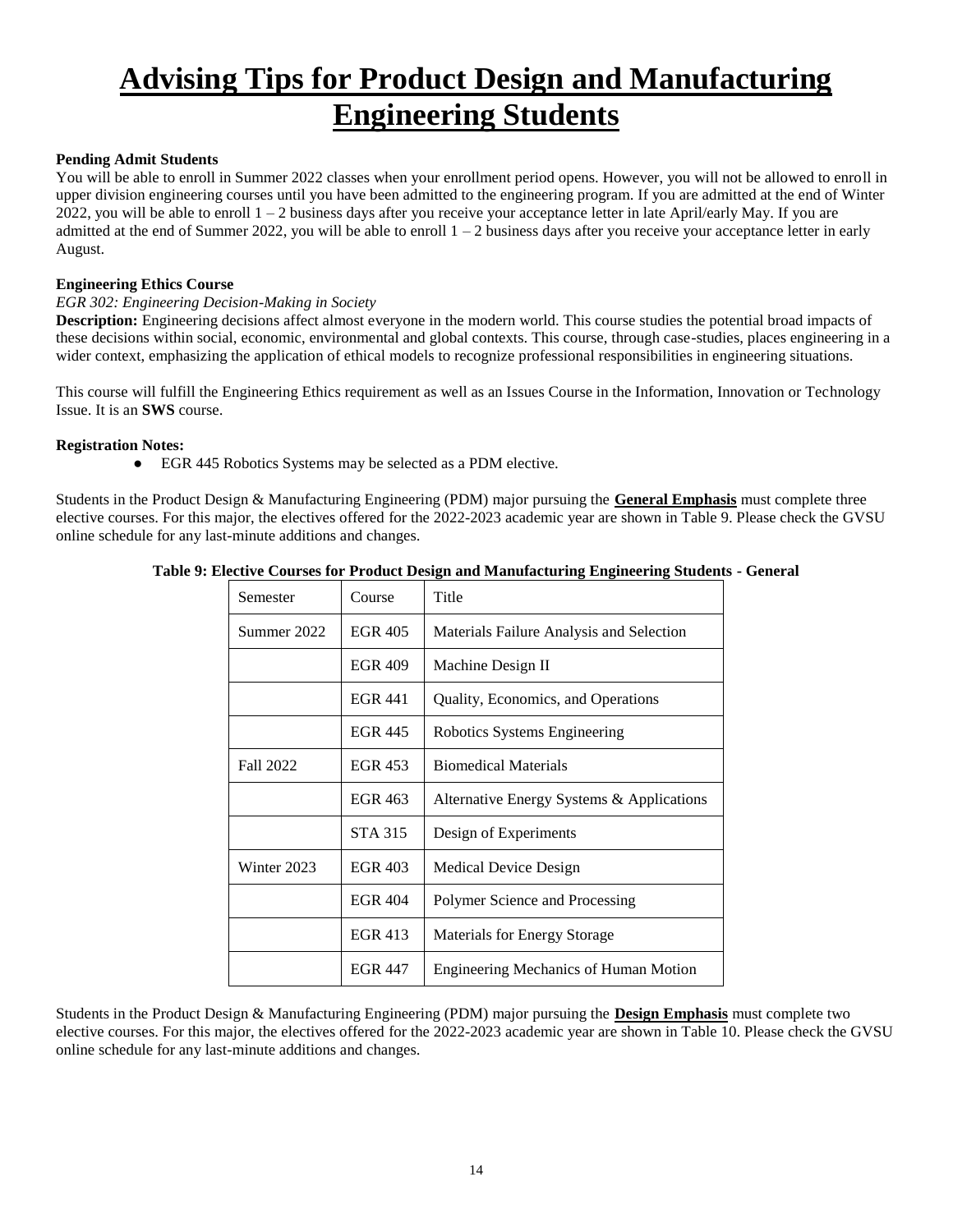# Advising Tips for Product Design and Manufacturing Engineering Students

**Pending Admit Students**

You will be able to enroll in Summer 2022 classes when your enrollment period opens. However, you will not be allowed to enroll in upper division engineering courses until you have been admitted to the engineering program. If you are admitted at the end of Winter 2022, you will be able to enroll 1 – 2 business days after you receive your acceptance letter in late April/early May. If you are admitted at the end of Summer 2022, you will be able to enroll 1 – 2 business days after you receive your acceptance letter in early August.

**Engineering Ethics Course**

*EGR 302: Engineering Decision-Making in Society*

**Description:** Engineering decisions affect almost everyone in the modern world. This course studies the potential broad impacts of these decisions within social, economic, environmental and global contexts. This course, through case-studies, places engineering in a wider context, emphasizing the application of ethical models to recognize professional responsibilities in engineering situations.

This course will fulfill the Engineering Ethics requirement as well as an Issues Course in the Information, Innovation or Technology Issue. It is an **SWS** course.

**Registration Notes:**

- EGR 445 Robotics Systems may be selected as a PDM elective.

Students in the Product Design & Manufacturing Engineering (PDM) major pursuing the **General Emphasis** must complete three elective courses. For this major, the electives offered for the 2022-2023 academic year are shown in Table 9. Please check the GVSU online schedule for any last-minute additions and changes.

**Table 9: Elective Courses for Product Design and Manufacturing Engineering Students - General**

| Semester | Course | Title |
|---|---|---|
| Summer 2022 | EGR 405 | Materials Failure Analysis and Selection |
| | EGR 409 | Machine Design II |
| | EGR 441 | Quality, Economics, and Operations |
| | EGR 445 | Robotics Systems Engineering |
| Fall 2022 | EGR 453 | Biomedical Materials |
| | EGR 463 | Alternative Energy Systems & Applications |
| | STA 315 | Design of Experiments |
| Winter 2023 | EGR 403 | Medical Device Design |
| | EGR 404 | Polymer Science and Processing |
| | EGR 413 | Materials for Energy Storage |
| | EGR 447 | Engineering Mechanics of Human Motion |

Students in the Product Design & Manufacturing Engineering (PDM) major pursuing the **Design Emphasis** must complete two elective courses. For this major, the electives offered for the 2022-2023 academic year are shown in Table 10. Please check the GVSU online schedule for any last-minute additions and changes.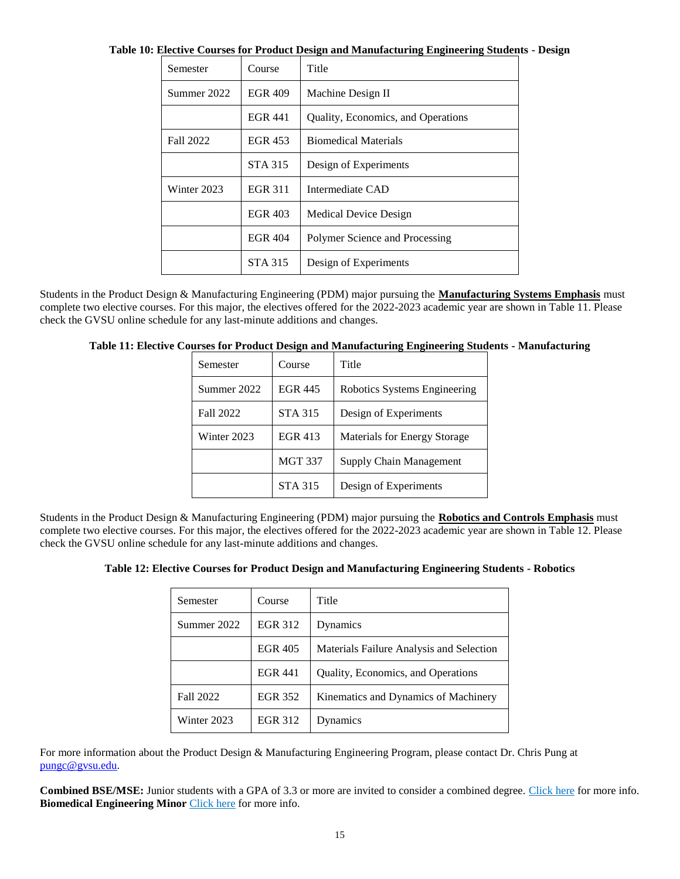**Table 10: Elective Courses for Product Design and Manufacturing Engineering Students - Design**

| Semester | Course | Title |
|---|---|---|
| Summer 2022 | EGR 409 | Machine Design II |
| | EGR 441 | Quality, Economics, and Operations |
| Fall 2022 | EGR 453 | Biomedical Materials |
| | STA 315 | Design of Experiments |
| Winter 2023 | EGR 311 | Intermediate CAD |
| | EGR 403 | Medical Device Design |
| | EGR 404 | Polymer Science and Processing |
| | STA 315 | Design of Experiments |

Students in the Product Design & Manufacturing Engineering (PDM) major pursuing the **Manufacturing Systems Emphasis** must complete two elective courses. For this major, the electives offered for the 2022-2023 academic year are shown in Table 11. Please check the GVSU online schedule for any last-minute additions and changes.

**Table 11: Elective Courses for Product Design and Manufacturing Engineering Students - Manufacturing**

| Semester | Course | Title |
|---|---|---|
| Summer 2022 | EGR 445 | Robotics Systems Engineering |
| Fall 2022 | STA 315 | Design of Experiments |
| Winter 2023 | EGR 413 | Materials for Energy Storage |
| | MGT 337 | Supply Chain Management |
| | STA 315 | Design of Experiments |

Students in the Product Design & Manufacturing Engineering (PDM) major pursuing the **Robotics and Controls Emphasis** must complete two elective courses. For this major, the electives offered for the 2022-2023 academic year are shown in Table 12. Please check the GVSU online schedule for any last-minute additions and changes.

**Table 12: Elective Courses for Product Design and Manufacturing Engineering Students - Robotics**

| Semester | Course | Title |
|---|---|---|
| Summer 2022 | EGR 312 | Dynamics |
| | EGR 405 | Materials Failure Analysis and Selection |
| | EGR 441 | Quality, Economics, and Operations |
| Fall 2022 | EGR 352 | Kinematics and Dynamics of Machinery |
| Winter 2023 | EGR 312 | Dynamics |

For more information about the Product Design & Manufacturing Engineering Program, please contact Dr. Chris Pung at pungc@gvsu.edu.

**Combined BSE/MSE:** Junior students with a GPA of 3.3 or more are invited to consider a combined degree. Click here for more info.
**Biomedical Engineering Minor** Click here for more info.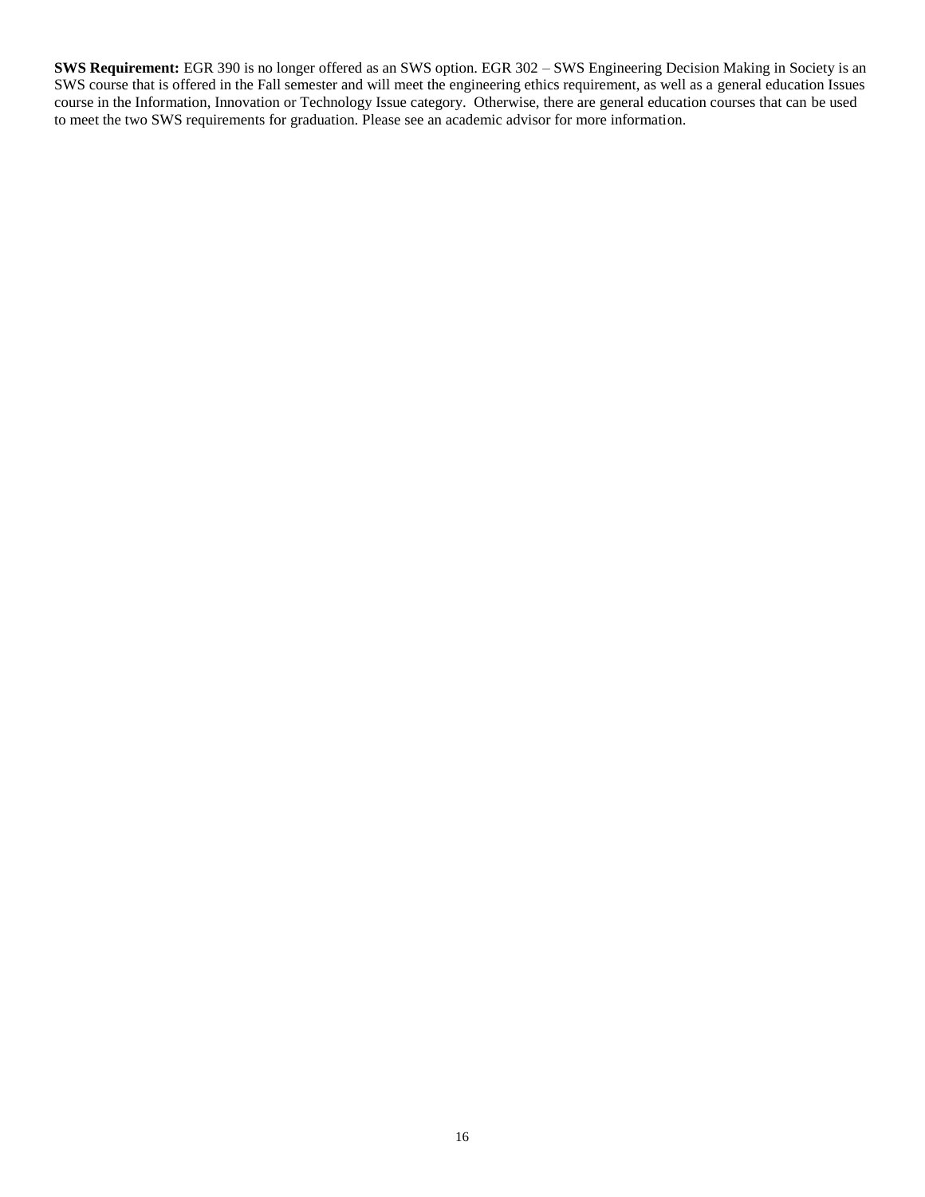**SWS Requirement:** EGR 390 is no longer offered as an SWS option. EGR 302 – SWS Engineering Decision Making in Society is an SWS course that is offered in the Fall semester and will meet the engineering ethics requirement, as well as a general education Issues course in the Information, Innovation or Technology Issue category. Otherwise, there are general education courses that can be used to meet the two SWS requirements for graduation. Please see an academic advisor for more information.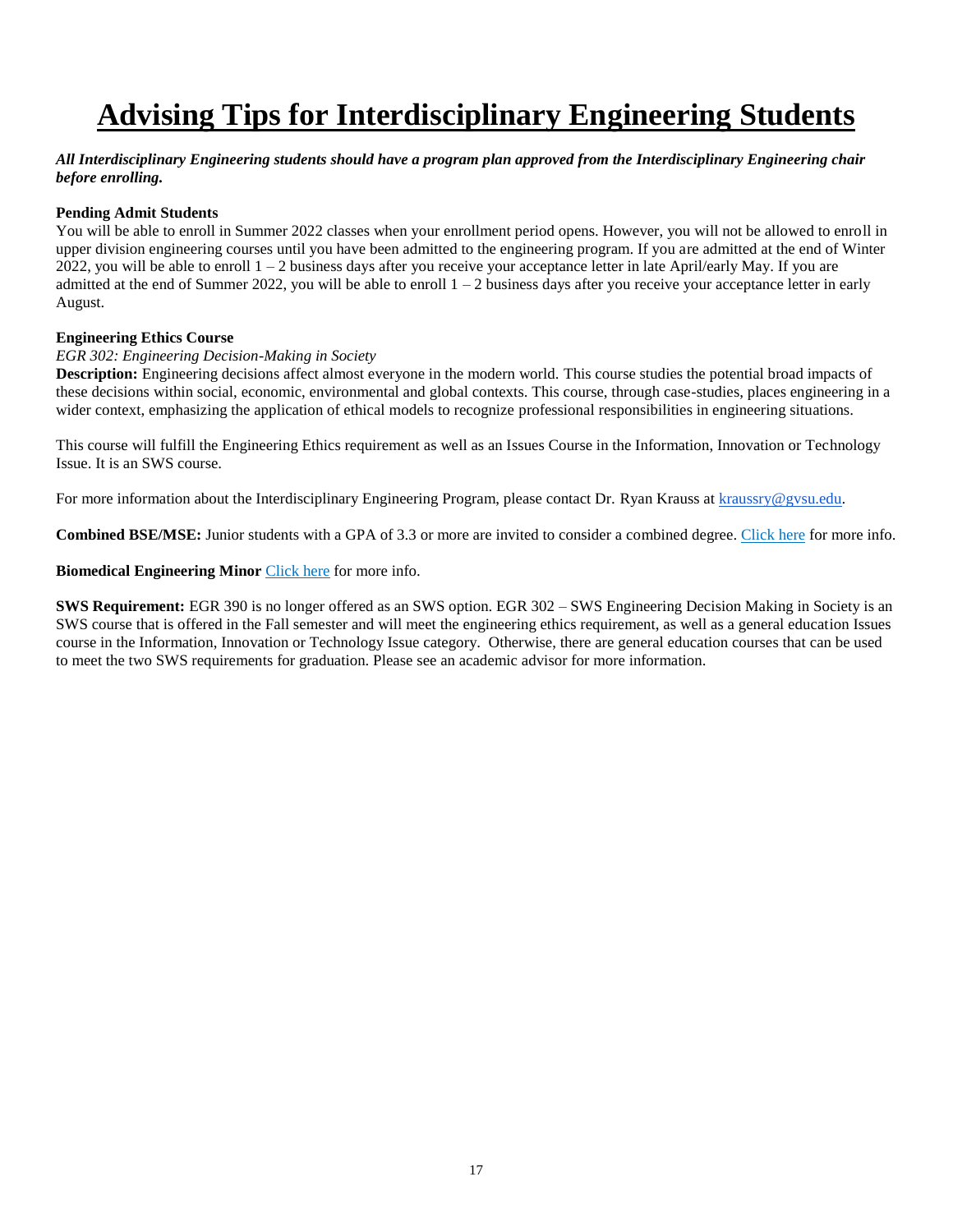# Advising Tips for Interdisciplinary Engineering Students

***All Interdisciplinary Engineering students should have a program plan approved from the Interdisciplinary Engineering chair before enrolling.***

**Pending Admit Students**

You will be able to enroll in Summer 2022 classes when your enrollment period opens. However, you will not be allowed to enroll in upper division engineering courses until you have been admitted to the engineering program. If you are admitted at the end of Winter 2022, you will be able to enroll 1 – 2 business days after you receive your acceptance letter in late April/early May. If you are admitted at the end of Summer 2022, you will be able to enroll 1 – 2 business days after you receive your acceptance letter in early August.

**Engineering Ethics Course**

*EGR 302: Engineering Decision-Making in Society*

**Description:** Engineering decisions affect almost everyone in the modern world. This course studies the potential broad impacts of these decisions within social, economic, environmental and global contexts. This course, through case-studies, places engineering in a wider context, emphasizing the application of ethical models to recognize professional responsibilities in engineering situations.

This course will fulfill the Engineering Ethics requirement as well as an Issues Course in the Information, Innovation or Technology Issue. It is an SWS course.

For more information about the Interdisciplinary Engineering Program, please contact Dr. Ryan Krauss at kraussry@gvsu.edu.

**Combined BSE/MSE:** Junior students with a GPA of 3.3 or more are invited to consider a combined degree. Click here for more info.

**Biomedical Engineering Minor** Click here for more info.

**SWS Requirement:** EGR 390 is no longer offered as an SWS option. EGR 302 – SWS Engineering Decision Making in Society is an SWS course that is offered in the Fall semester and will meet the engineering ethics requirement, as well as a general education Issues course in the Information, Innovation or Technology Issue category. Otherwise, there are general education courses that can be used to meet the two SWS requirements for graduation. Please see an academic advisor for more information.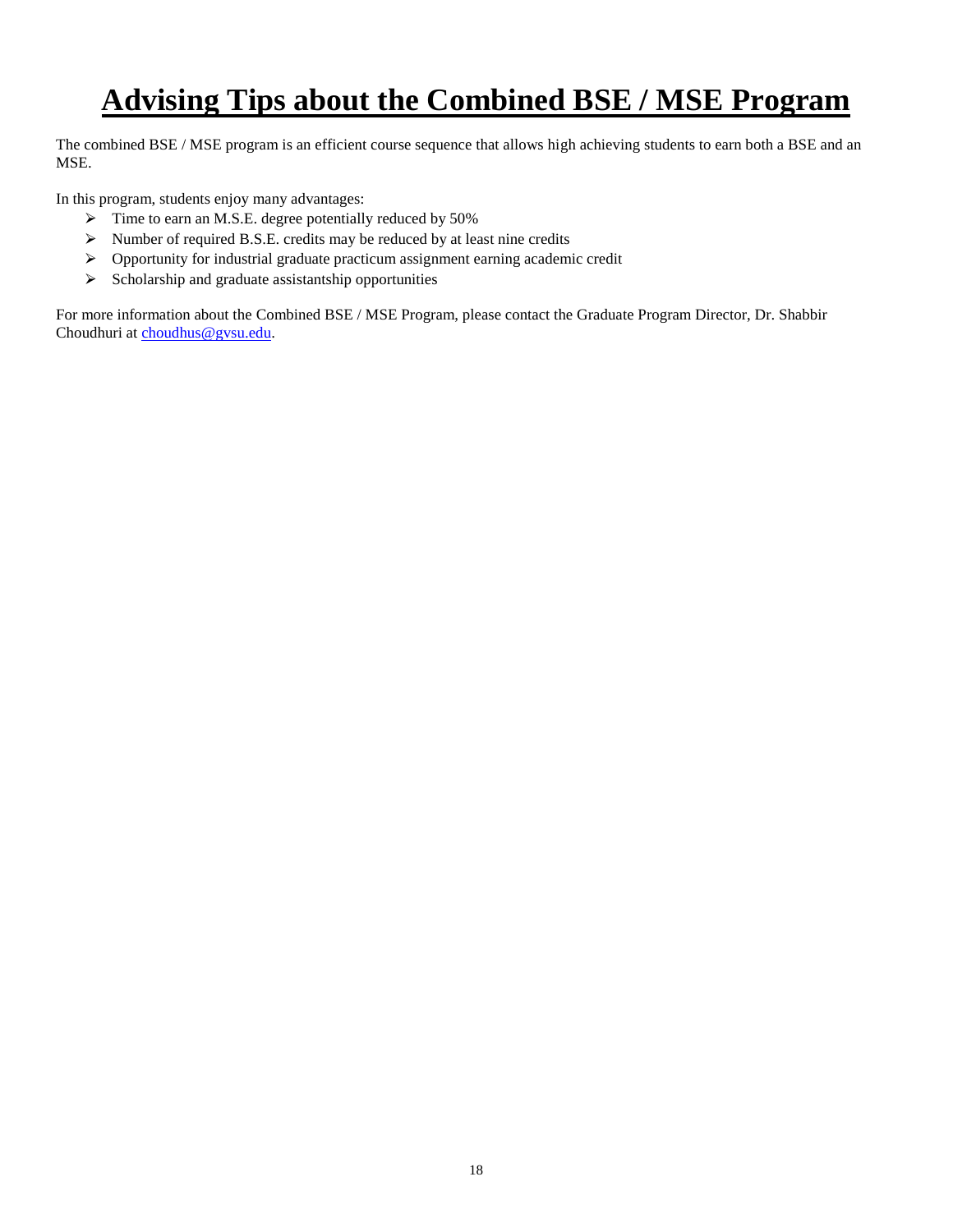# Advising Tips about the Combined BSE / MSE Program

The combined BSE / MSE program is an efficient course sequence that allows high achieving students to earn both a BSE and an MSE.

In this program, students enjoy many advantages:

- Time to earn an M.S.E. degree potentially reduced by 50%
- Number of required B.S.E. credits may be reduced by at least nine credits
- Opportunity for industrial graduate practicum assignment earning academic credit
- Scholarship and graduate assistantship opportunities

For more information about the Combined BSE / MSE Program, please contact the Graduate Program Director, Dr. Shabbir Choudhuri at [choudhus@gvsu.edu](mailto:choudhus@gvsu.edu).